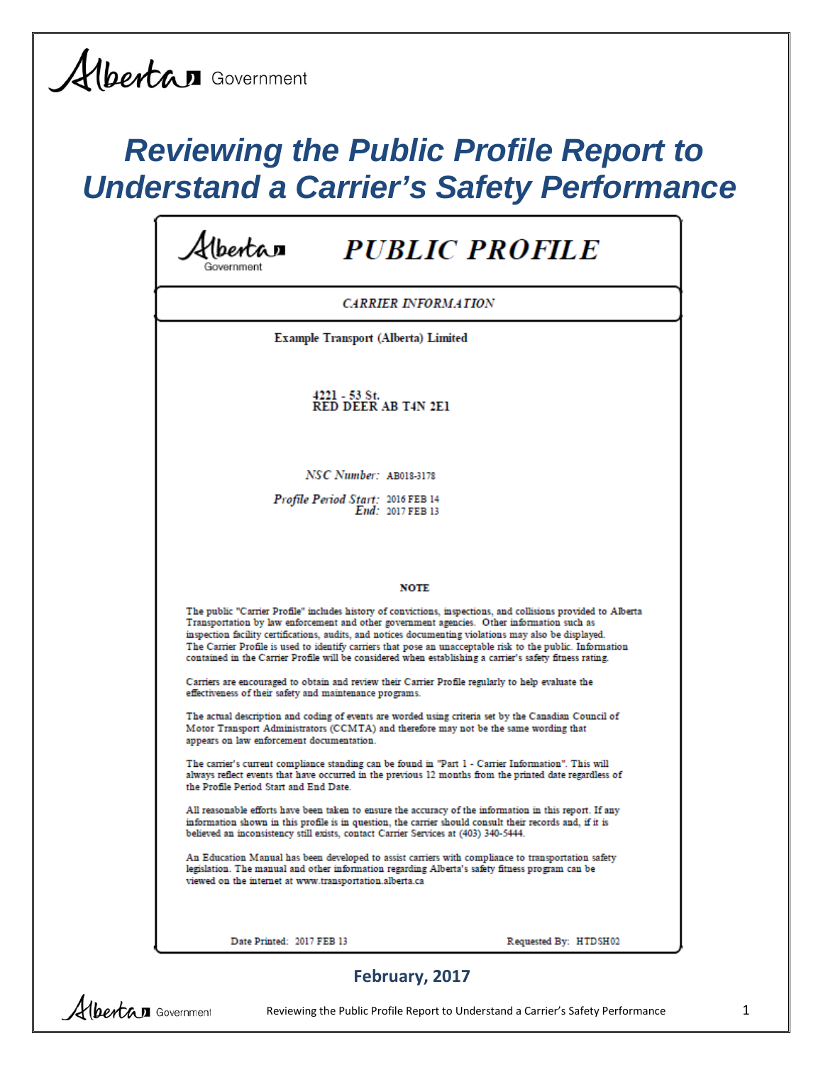Alberta Government

# Reviewing the Public Profile Report to Understand a Carrier's Safety Performance

Alberta Government

## PUBLIC PROFILE

### CARRIER INFORMATION

**Example Transport (Alberta) Limited**

**4221 - 53 St.**
**RED DEER AB T4N 2E1**

*NSC Number:* AB018-3178

*Profile Period Start:* 2016 FEB 14
*End:* 2017 FEB 13

**NOTE**

The public "Carrier Profile" includes history of convictions, inspections, and collisions provided to Alberta Transportation by law enforcement and other government agencies. Other information such as inspection facility certifications, audits, and notices documenting violations may also be displayed. The Carrier Profile is used to identify carriers that pose an unacceptable risk to the public. Information contained in the Carrier Profile will be considered when establishing a carrier's safety fitness rating.

Carriers are encouraged to obtain and review their Carrier Profile regularly to help evaluate the effectiveness of their safety and maintenance programs.

The actual description and coding of events are worded using criteria set by the Canadian Council of Motor Transport Administrators (CCMTA) and therefore may not be the same wording that appears on law enforcement documentation.

The carrier's current compliance standing can be found in "Part 1 - Carrier Information". This will always reflect events that have occurred in the previous 12 months from the printed date regardless of the Profile Period Start and End Date.

All reasonable efforts have been taken to ensure the accuracy of the information in this report. If any information shown in this profile is in question, the carrier should consult their records and, if it is believed an inconsistency still exists, contact Carrier Services at (403) 340-5444.

An Education Manual has been developed to assist carriers with compliance to transportation safety legislation. The manual and other information regarding Alberta's safety fitness program can be viewed on the internet at www.transportation.alberta.ca

Date Printed: 2017 FEB 13 Requested By: HTDSH02

**February, 2017**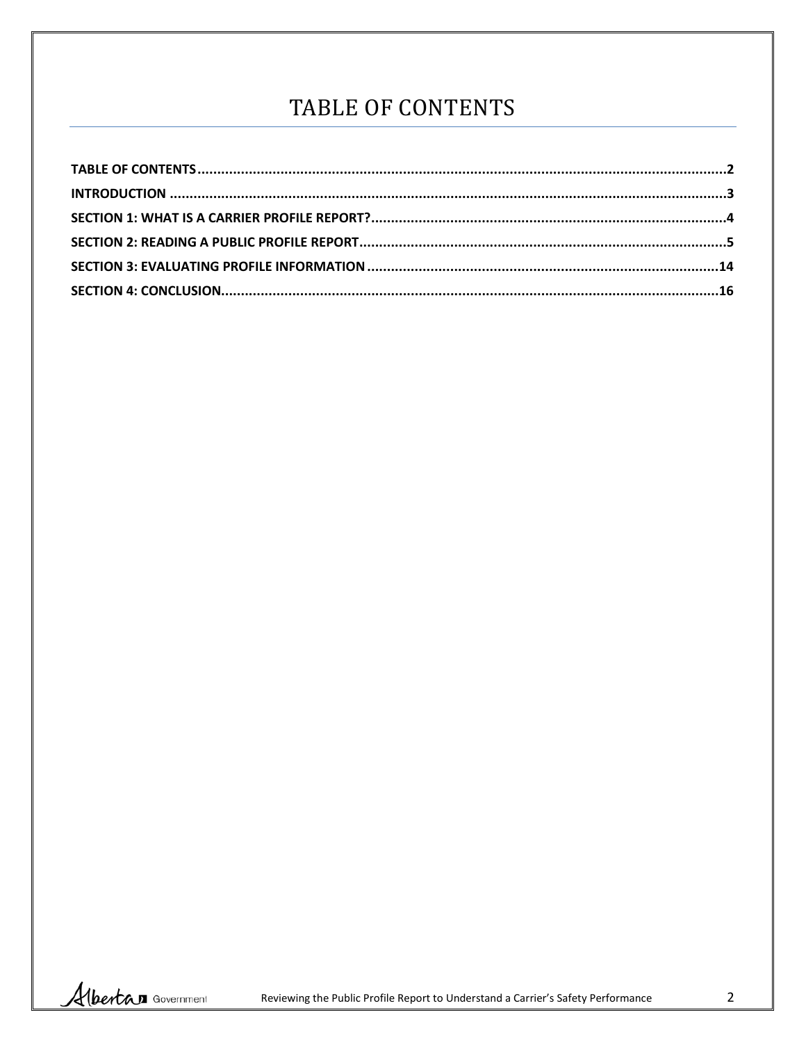# TABLE OF CONTENTS

**TABLE OF CONTENTS** ..... **2**

**INTRODUCTION** ..... **3**

**SECTION 1: WHAT IS A CARRIER PROFILE REPORT?** ..... **4**

**SECTION 2: READING A PUBLIC PROFILE REPORT** ..... **5**

**SECTION 3: EVALUATING PROFILE INFORMATION** ..... **14**

**SECTION 4: CONCLUSION** ..... **16**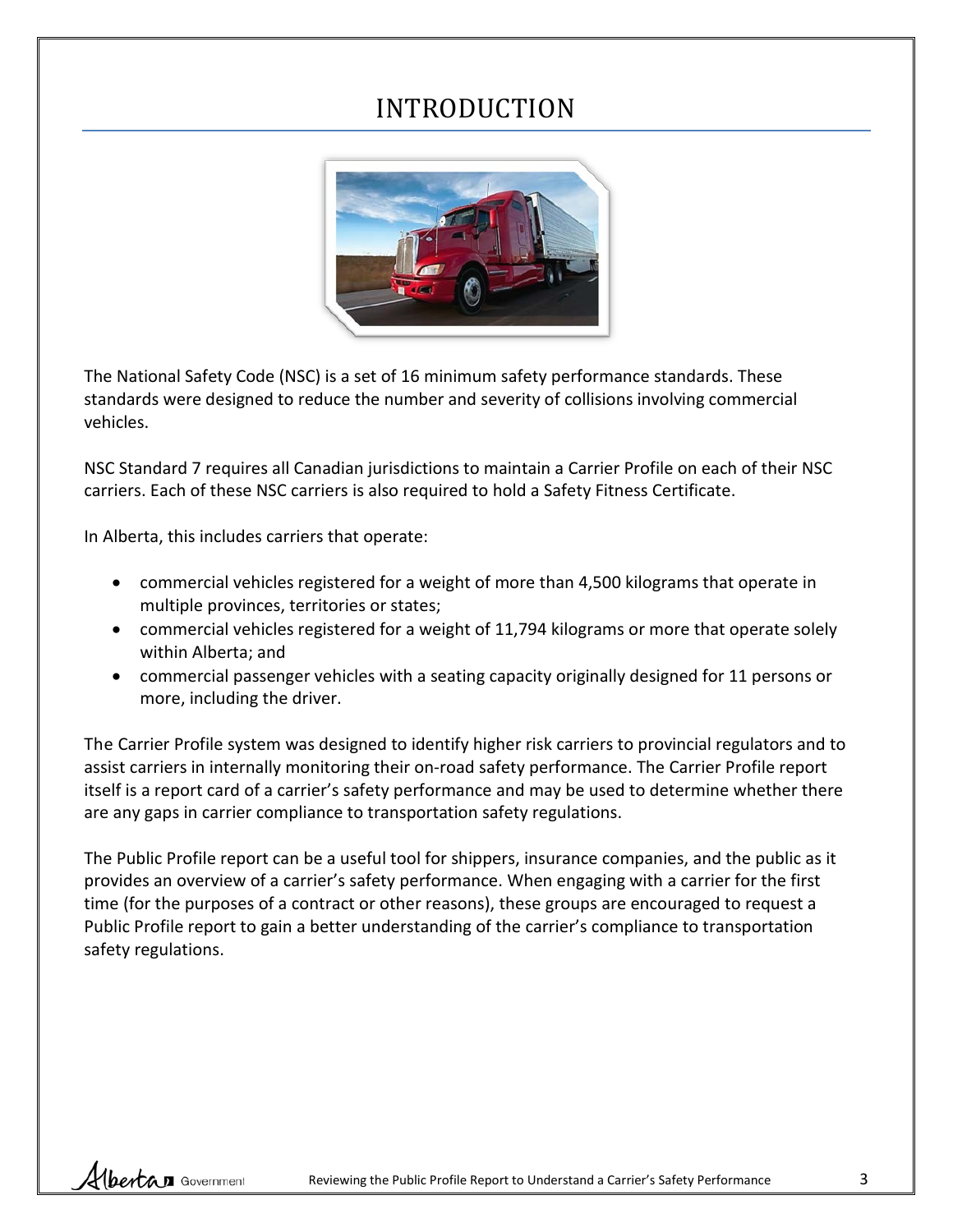# INTRODUCTION

The National Safety Code (NSC) is a set of 16 minimum safety performance standards. These standards were designed to reduce the number and severity of collisions involving commercial vehicles.

NSC Standard 7 requires all Canadian jurisdictions to maintain a Carrier Profile on each of their NSC carriers. Each of these NSC carriers is also required to hold a Safety Fitness Certificate.

In Alberta, this includes carriers that operate:

- commercial vehicles registered for a weight of more than 4,500 kilograms that operate in multiple provinces, territories or states;
- commercial vehicles registered for a weight of 11,794 kilograms or more that operate solely within Alberta; and
- commercial passenger vehicles with a seating capacity originally designed for 11 persons or more, including the driver.

The Carrier Profile system was designed to identify higher risk carriers to provincial regulators and to assist carriers in internally monitoring their on-road safety performance. The Carrier Profile report itself is a report card of a carrier's safety performance and may be used to determine whether there are any gaps in carrier compliance to transportation safety regulations.

The Public Profile report can be a useful tool for shippers, insurance companies, and the public as it provides an overview of a carrier's safety performance. When engaging with a carrier for the first time (for the purposes of a contract or other reasons), these groups are encouraged to request a Public Profile report to gain a better understanding of the carrier's compliance to transportation safety regulations.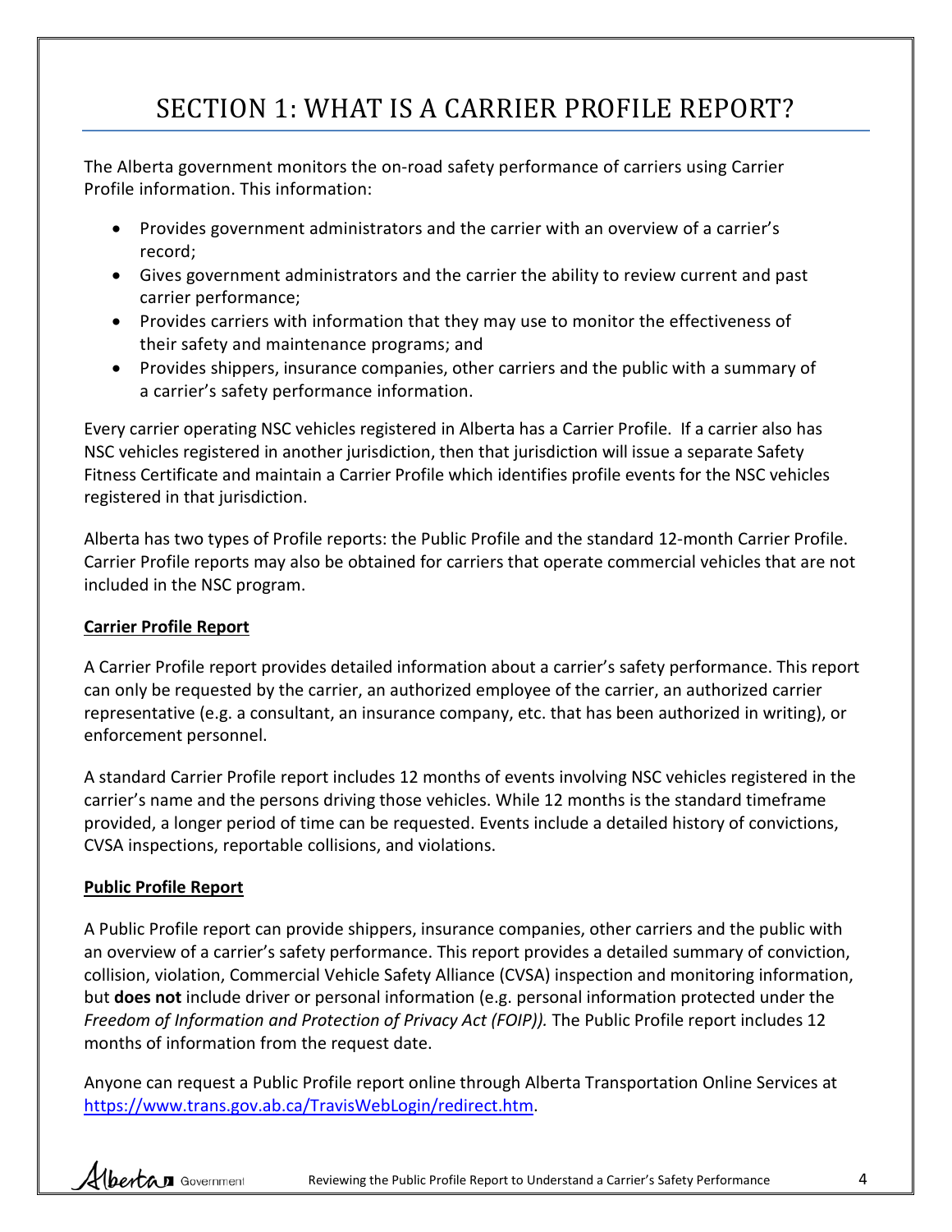# SECTION 1: WHAT IS A CARRIER PROFILE REPORT?

The Alberta government monitors the on-road safety performance of carriers using Carrier Profile information. This information:

- Provides government administrators and the carrier with an overview of a carrier's record;
- Gives government administrators and the carrier the ability to review current and past carrier performance;
- Provides carriers with information that they may use to monitor the effectiveness of their safety and maintenance programs; and
- Provides shippers, insurance companies, other carriers and the public with a summary of a carrier's safety performance information.

Every carrier operating NSC vehicles registered in Alberta has a Carrier Profile. If a carrier also has NSC vehicles registered in another jurisdiction, then that jurisdiction will issue a separate Safety Fitness Certificate and maintain a Carrier Profile which identifies profile events for the NSC vehicles registered in that jurisdiction.

Alberta has two types of Profile reports: the Public Profile and the standard 12-month Carrier Profile. Carrier Profile reports may also be obtained for carriers that operate commercial vehicles that are not included in the NSC program.

**Carrier Profile Report**

A Carrier Profile report provides detailed information about a carrier's safety performance. This report can only be requested by the carrier, an authorized employee of the carrier, an authorized carrier representative (e.g. a consultant, an insurance company, etc. that has been authorized in writing), or enforcement personnel.

A standard Carrier Profile report includes 12 months of events involving NSC vehicles registered in the carrier's name and the persons driving those vehicles. While 12 months is the standard timeframe provided, a longer period of time can be requested. Events include a detailed history of convictions, CVSA inspections, reportable collisions, and violations.

**Public Profile Report**

A Public Profile report can provide shippers, insurance companies, other carriers and the public with an overview of a carrier's safety performance. This report provides a detailed summary of conviction, collision, violation, Commercial Vehicle Safety Alliance (CVSA) inspection and monitoring information, but **does not** include driver or personal information (e.g. personal information protected under the *Freedom of Information and Protection of Privacy Act (FOIP)).* The Public Profile report includes 12 months of information from the request date.

Anyone can request a Public Profile report online through Alberta Transportation Online Services at https://www.trans.gov.ab.ca/TravisWebLogin/redirect.htm.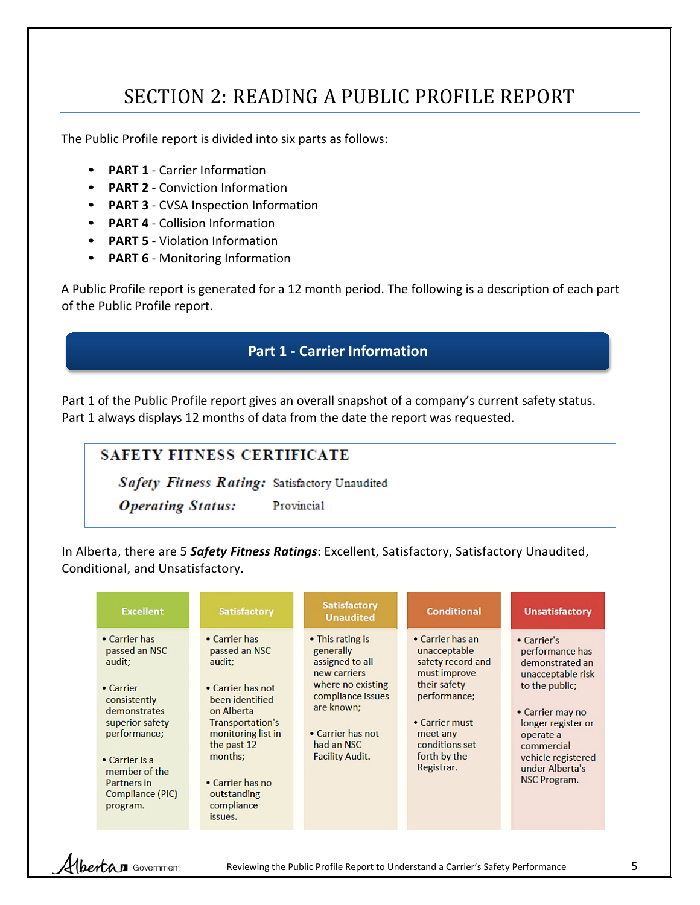# SECTION 2: READING A PUBLIC PROFILE REPORT

The Public Profile report is divided into six parts as follows:

- **PART 1** - Carrier Information
- **PART 2** - Conviction Information
- **PART 3** - CVSA Inspection Information
- **PART 4** - Collision Information
- **PART 5** - Violation Information
- **PART 6** - Monitoring Information

A Public Profile report is generated for a 12 month period. The following is a description of each part of the Public Profile report.

## Part 1 - Carrier Information

Part 1 of the Public Profile report gives an overall snapshot of a company's current safety status. Part 1 always displays 12 months of data from the date the report was requested.

> **SAFETY FITNESS CERTIFICATE**
>
> ***Safety Fitness Rating:*** Satisfactory Unaudited
>
> ***Operating Status:*** Provincial

In Alberta, there are 5 ***Safety Fitness Ratings***: Excellent, Satisfactory, Satisfactory Unaudited, Conditional, and Unsatisfactory.

| Excellent | Satisfactory | Satisfactory Unaudited | Conditional | Unsatisfactory |
|---|---|---|---|---|
| • Carrier has passed an NSC audit;<br>• Carrier consistently demonstrates superior safety performance;<br>• Carrier is a member of the Partners in Compliance (PIC) program. | • Carrier has passed an NSC audit;<br>• Carrier has not been identified on Alberta Transportation's monitoring list in the past 12 months;<br>• Carrier has no outstanding compliance issues. | • This rating is generally assigned to all new carriers where no existing compliance issues are known;<br>• Carrier has not had an NSC Facility Audit. | • Carrier has an unacceptable safety record and must improve their safety performance;<br>• Carrier must meet any conditions set forth by the Registrar. | • Carrier's performance has demonstrated an unacceptable risk to the public;<br>• Carrier may no longer register or operate a commercial vehicle registered under Alberta's NSC Program. |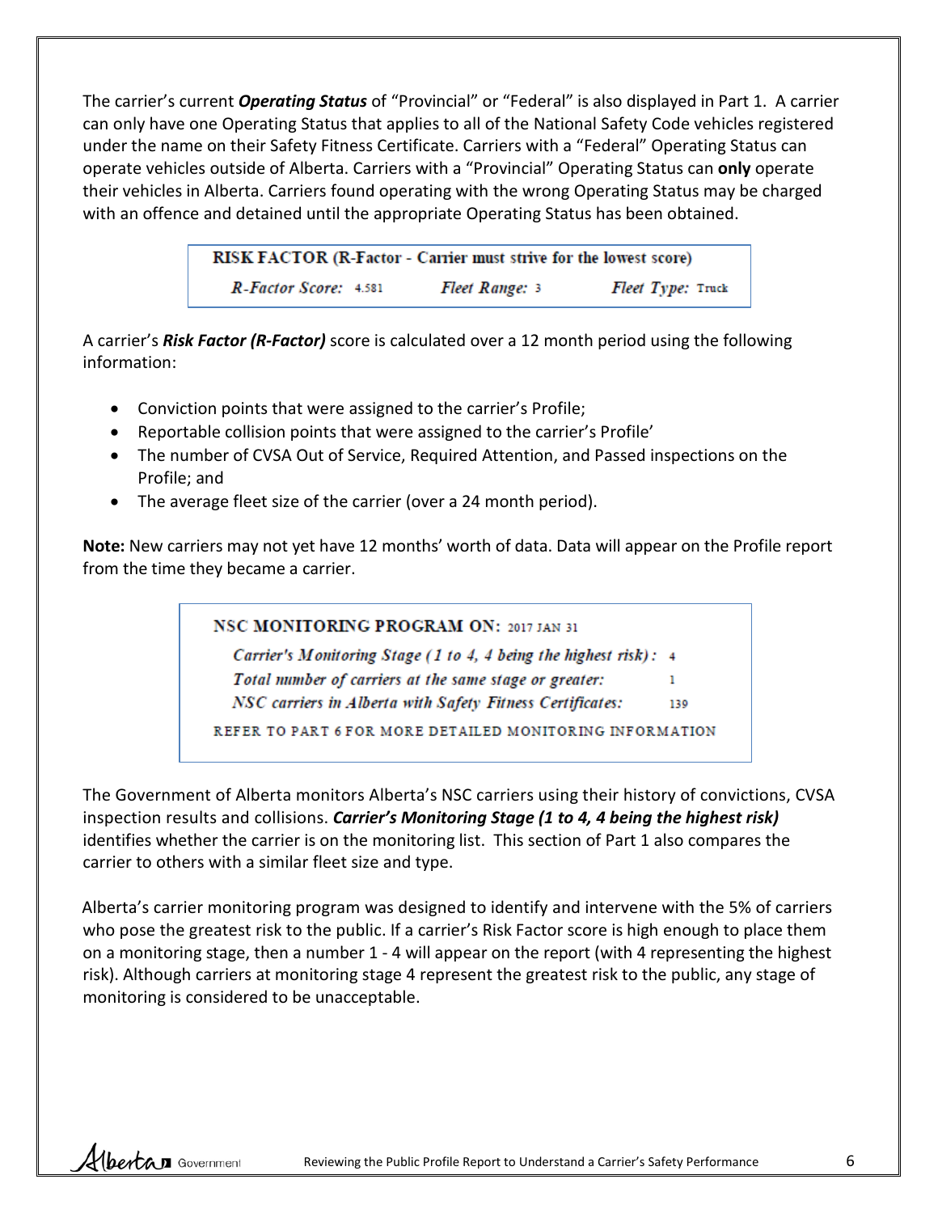The carrier's current ***Operating Status*** of "Provincial" or "Federal" is also displayed in Part 1. A carrier can only have one Operating Status that applies to all of the National Safety Code vehicles registered under the name on their Safety Fitness Certificate. Carriers with a "Federal" Operating Status can operate vehicles outside of Alberta. Carriers with a "Provincial" Operating Status can **only** operate their vehicles in Alberta. Carriers found operating with the wrong Operating Status may be charged with an offence and detained until the appropriate Operating Status has been obtained.

| **RISK FACTOR (R-Factor - Carrier must strive for the lowest score)** | | |
|---|---|---|
| *R-Factor Score:* 4.581 | *Fleet Range:* 3 | *Fleet Type:* Truck |

A carrier's ***Risk Factor (R-Factor)*** score is calculated over a 12 month period using the following information:

- Conviction points that were assigned to the carrier's Profile;
- Reportable collision points that were assigned to the carrier's Profile'
- The number of CVSA Out of Service, Required Attention, and Passed inspections on the Profile; and
- The average fleet size of the carrier (over a 24 month period).

**Note:** New carriers may not yet have 12 months' worth of data. Data will appear on the Profile report from the time they became a carrier.

| **NSC MONITORING PROGRAM ON:** 2017 JAN 31 | |
|---|---|
| *Carrier's Monitoring Stage (1 to 4, 4 being the highest risk):* | 4 |
| *Total number of carriers at the same stage or greater:* | 1 |
| *NSC carriers in Alberta with Safety Fitness Certificates:* | 139 |
| REFER TO PART 6 FOR MORE DETAILED MONITORING INFORMATION | |

The Government of Alberta monitors Alberta's NSC carriers using their history of convictions, CVSA inspection results and collisions. ***Carrier's Monitoring Stage (1 to 4, 4 being the highest risk)*** identifies whether the carrier is on the monitoring list. This section of Part 1 also compares the carrier to others with a similar fleet size and type.

Alberta's carrier monitoring program was designed to identify and intervene with the 5% of carriers who pose the greatest risk to the public. If a carrier's Risk Factor score is high enough to place them on a monitoring stage, then a number 1 - 4 will appear on the report (with 4 representing the highest risk). Although carriers at monitoring stage 4 represent the greatest risk to the public, any stage of monitoring is considered to be unacceptable.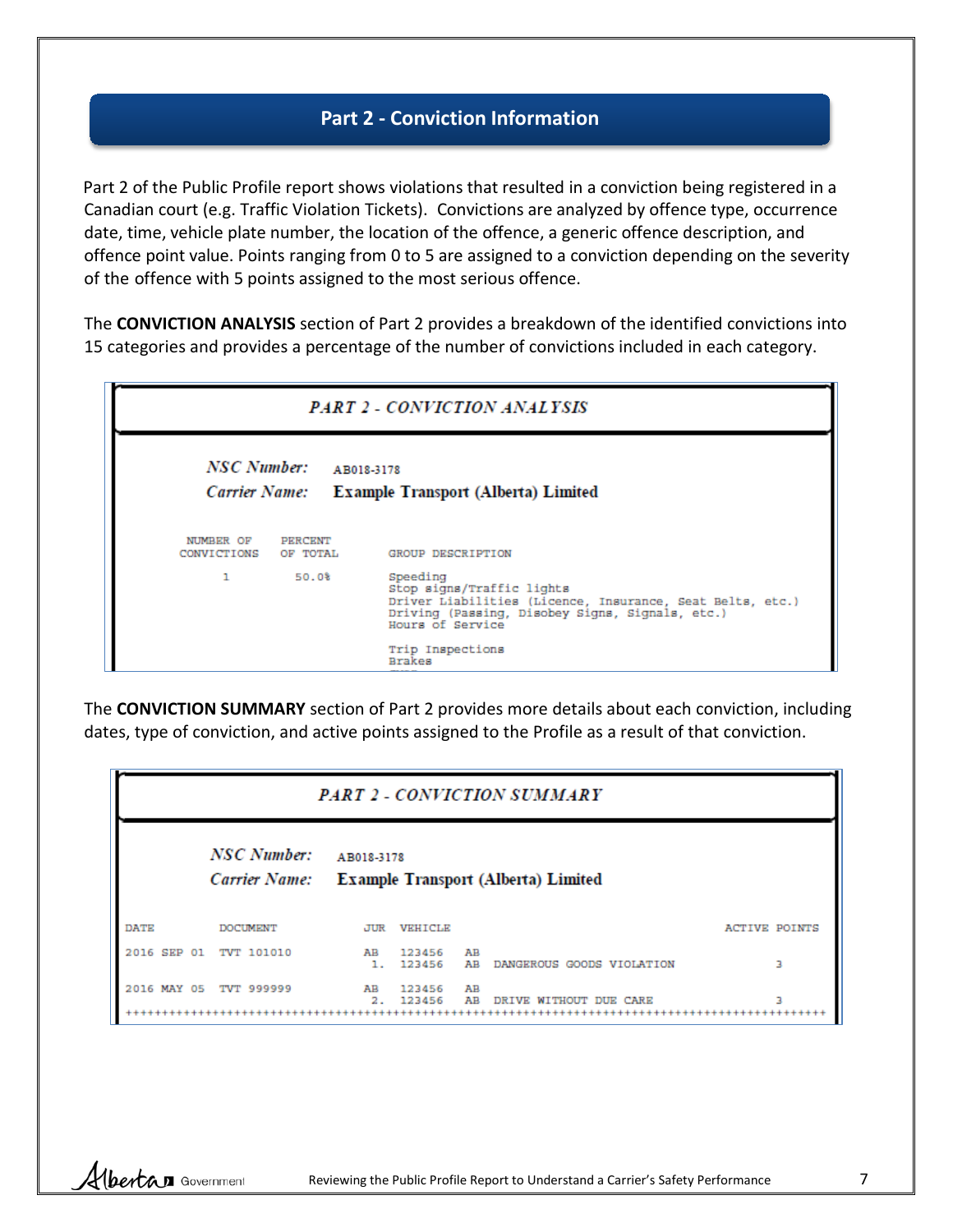## Part 2 - Conviction Information

Part 2 of the Public Profile report shows violations that resulted in a conviction being registered in a Canadian court (e.g. Traffic Violation Tickets). Convictions are analyzed by offence type, occurrence date, time, vehicle plate number, the location of the offence, a generic offence description, and offence point value. Points ranging from 0 to 5 are assigned to a conviction depending on the severity of the offence with 5 points assigned to the most serious offence.

The **CONVICTION ANALYSIS** section of Part 2 provides a breakdown of the identified convictions into 15 categories and provides a percentage of the number of convictions included in each category.

### *PART 2 - CONVICTION ANALYSIS*

*NSC Number:* AB018-3178
*Carrier Name:* **Example Transport (Alberta) Limited**

| NUMBER OF CONVICTIONS | PERCENT OF TOTAL | GROUP DESCRIPTION |
|---|---|---|
| 1 | 50.0% | Speeding |
| | | Stop signs/Traffic lights |
| | | Driver Liabilities (Licence, Insurance, Seat Belts, etc.) |
| | | Driving (Passing, Disobey Signs, Signals, etc.) |
| | | Hours of Service |
| | | Trip Inspections |
| | | Brakes |

The **CONVICTION SUMMARY** section of Part 2 provides more details about each conviction, including dates, type of conviction, and active points assigned to the Profile as a result of that conviction.

### *PART 2 - CONVICTION SUMMARY*

*NSC Number:* AB018-3178
*Carrier Name:* **Example Transport (Alberta) Limited**

| DATE | DOCUMENT | JUR | VEHICLE | | | ACTIVE POINTS |
|---|---|---|---|---|---|---|
| 2016 SEP 01 | TVT 101010 | AB | 123456 | AB | | |
| | | 1. | 123456 | AB | DANGEROUS GOODS VIOLATION | 3 |
| 2016 MAY 05 | TVT 999999 | AB | 123456 | AB | | |
| | | 2. | 123456 | AB | DRIVE WITHOUT DUE CARE | 3 |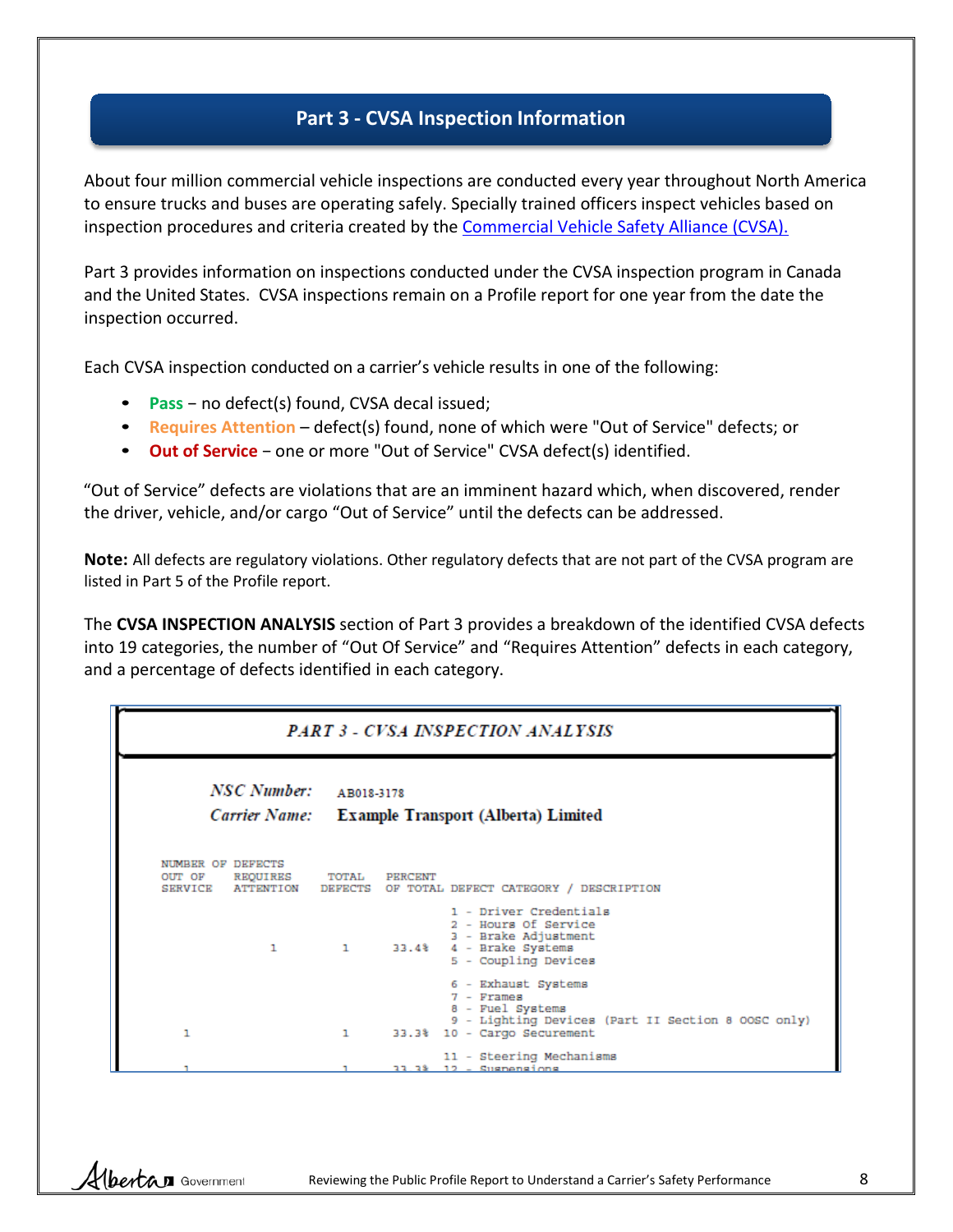## Part 3 - CVSA Inspection Information

About four million commercial vehicle inspections are conducted every year throughout North America to ensure trucks and buses are operating safely. Specially trained officers inspect vehicles based on inspection procedures and criteria created by the [Commercial Vehicle Safety Alliance (CVSA).]

Part 3 provides information on inspections conducted under the CVSA inspection program in Canada and the United States. CVSA inspections remain on a Profile report for one year from the date the inspection occurred.

Each CVSA inspection conducted on a carrier's vehicle results in one of the following:

- **Pass** – no defect(s) found, CVSA decal issued;
- **Requires Attention** – defect(s) found, none of which were "Out of Service" defects; or
- **Out of Service** – one or more "Out of Service" CVSA defect(s) identified.

"Out of Service" defects are violations that are an imminent hazard which, when discovered, render the driver, vehicle, and/or cargo "Out of Service" until the defects can be addressed.

**Note:** All defects are regulatory violations. Other regulatory defects that are not part of the CVSA program are listed in Part 5 of the Profile report.

The **CVSA INSPECTION ANALYSIS** section of Part 3 provides a breakdown of the identified CVSA defects into 19 categories, the number of "Out Of Service" and "Requires Attention" defects in each category, and a percentage of defects identified in each category.

### *PART 3 - CVSA INSPECTION ANALYSIS*

*NSC Number:* AB018-3178

*Carrier Name:* **Example Transport (Alberta) Limited**

| NUMBER OF DEFECTS OUT OF SERVICE | NUMBER OF DEFECTS REQUIRES ATTENTION | TOTAL DEFECTS | PERCENT OF TOTAL | DEFECT CATEGORY / DESCRIPTION |
|---|---|---|---|---|
| | | | | 1 - Driver Credentials |
| | | | | 2 - Hours Of Service |
| | | | | 3 - Brake Adjustment |
| | 1 | 1 | 33.4% | 4 - Brake Systems |
| | | | | 5 - Coupling Devices |
| | | | | 6 - Exhaust Systems |
| | | | | 7 - Frames |
| | | | | 8 - Fuel Systems |
| | | | | 9 - Lighting Devices (Part II Section 8 OOSC only) |
| 1 | | 1 | 33.3% | 10 - Cargo Securement |
| | | | | 11 - Steering Mechanisms |
| 1 | | 1 | 33.3% | 12 - Suspensions |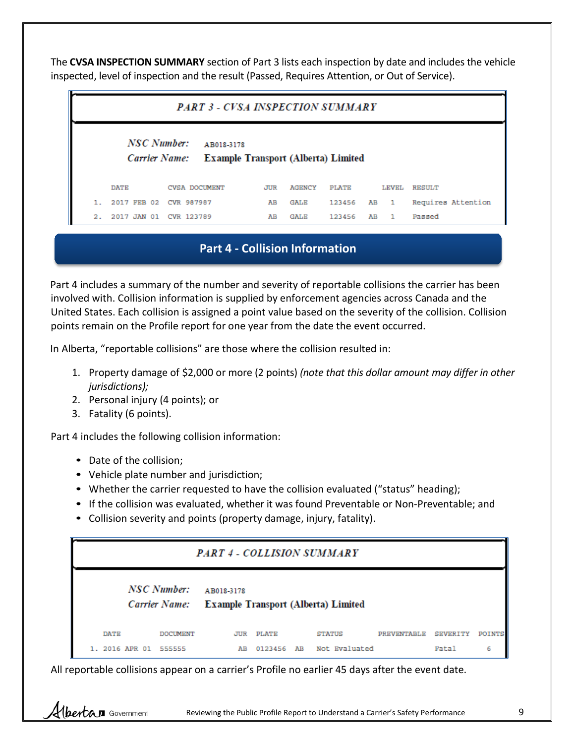The **CVSA INSPECTION SUMMARY** section of Part 3 lists each inspection by date and includes the vehicle inspected, level of inspection and the result (Passed, Requires Attention, or Out of Service).

***PART 3 - CVSA INSPECTION SUMMARY***

*NSC Number:* AB018-3178
*Carrier Name:* **Example Transport (Alberta) Limited**

| | DATE | CVSA DOCUMENT | JUR | AGENCY | PLATE | | LEVEL | RESULT |
|---|---|---|---|---|---|---|---|---|
| 1. | 2017 FEB 02 | CVR 987987 | AB | GALE | 123456 | AB | 1 | Requires Attention |
| 2. | 2017 JAN 01 | CVR 123789 | AB | GALE | 123456 | AB | 1 | Passed |

## Part 4 - Collision Information

Part 4 includes a summary of the number and severity of reportable collisions the carrier has been involved with. Collision information is supplied by enforcement agencies across Canada and the United States. Each collision is assigned a point value based on the severity of the collision. Collision points remain on the Profile report for one year from the date the event occurred.

In Alberta, "reportable collisions" are those where the collision resulted in:

1. Property damage of $2,000 or more (2 points) *(note that this dollar amount may differ in other jurisdictions);*
2. Personal injury (4 points); or
3. Fatality (6 points).

Part 4 includes the following collision information:

- Date of the collision;
- Vehicle plate number and jurisdiction;
- Whether the carrier requested to have the collision evaluated ("status" heading);
- If the collision was evaluated, whether it was found Preventable or Non-Preventable; and
- Collision severity and points (property damage, injury, fatality).

***PART 4 - COLLISION SUMMARY***

*NSC Number:* AB018-3178
*Carrier Name:* **Example Transport (Alberta) Limited**

| | DATE | DOCUMENT | JUR | PLATE | | STATUS | PREVENTABLE | SEVERITY | POINTS |
|---|---|---|---|---|---|---|---|---|---|
| 1. | 2016 APR 01 | 555555 | AB | 0123456 | AB | Not Evaluated | | Fatal | 6 |

All reportable collisions appear on a carrier's Profile no earlier 45 days after the event date.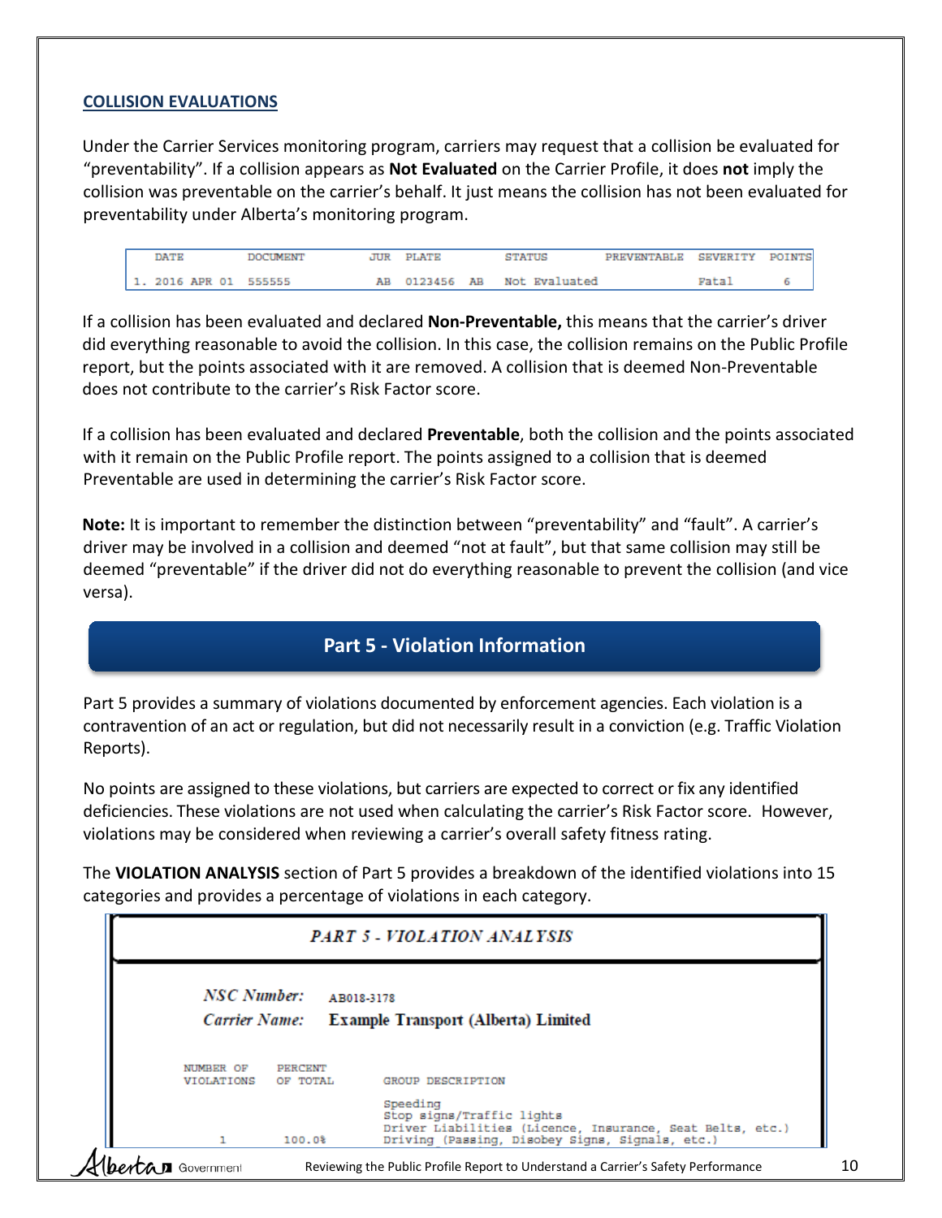## COLLISION EVALUATIONS

Under the Carrier Services monitoring program, carriers may request that a collision be evaluated for "preventability". If a collision appears as **Not Evaluated** on the Carrier Profile, it does **not** imply the collision was preventable on the carrier's behalf. It just means the collision has not been evaluated for preventability under Alberta's monitoring program.

| DATE | DOCUMENT | JUR | PLATE | STATUS | PREVENTABLE | SEVERITY | POINTS |
|---|---|---|---|---|---|---|---|
| 1. 2016 APR 01 | 555555 | AB | 0123456 AB | Not Evaluated | | Fatal | 6 |

If a collision has been evaluated and declared **Non-Preventable,** this means that the carrier's driver did everything reasonable to avoid the collision. In this case, the collision remains on the Public Profile report, but the points associated with it are removed. A collision that is deemed Non-Preventable does not contribute to the carrier's Risk Factor score.

If a collision has been evaluated and declared **Preventable**, both the collision and the points associated with it remain on the Public Profile report. The points assigned to a collision that is deemed Preventable are used in determining the carrier's Risk Factor score.

**Note:** It is important to remember the distinction between "preventability" and "fault". A carrier's driver may be involved in a collision and deemed "not at fault", but that same collision may still be deemed "preventable" if the driver did not do everything reasonable to prevent the collision (and vice versa).

## Part 5 - Violation Information

Part 5 provides a summary of violations documented by enforcement agencies. Each violation is a contravention of an act or regulation, but did not necessarily result in a conviction (e.g. Traffic Violation Reports).

No points are assigned to these violations, but carriers are expected to correct or fix any identified deficiencies. These violations are not used when calculating the carrier's Risk Factor score. However, violations may be considered when reviewing a carrier's overall safety fitness rating.

The **VIOLATION ANALYSIS** section of Part 5 provides a breakdown of the identified violations into 15 categories and provides a percentage of violations in each category.

*PART 5 - VIOLATION ANALYSIS*

*NSC Number:* AB018-3178

*Carrier Name:* **Example Transport (Alberta) Limited**

| NUMBER OF VIOLATIONS | PERCENT OF TOTAL | GROUP DESCRIPTION |
|---|---|---|
| | | Speeding |
| | | Stop signs/Traffic lights |
| | | Driver Liabilities (Licence, Insurance, Seat Belts, etc.) |
| 1 | 100.0% | Driving (Passing, Disobey Signs, Signals, etc.) |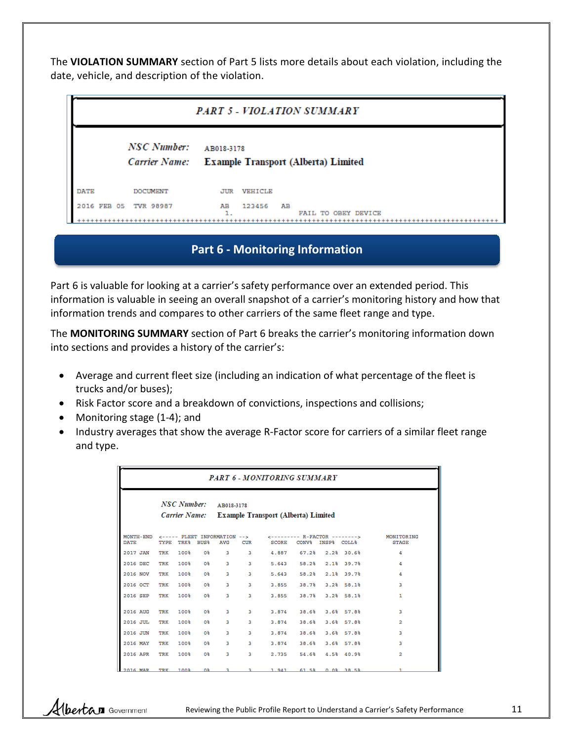The **VIOLATION SUMMARY** section of Part 5 lists more details about each violation, including the date, vehicle, and description of the violation.

***PART 5 - VIOLATION SUMMARY***

*NSC Number:* AB018-3178

*Carrier Name:* **Example Transport (Alberta) Limited**

| DATE | DOCUMENT | JUR | VEHICLE | | |
|---|---|---|---|---|---|
| 2016 FEB 05 | TVR 98987 | AB | 123456 | AB | |
| | | 1. | | | FAIL TO OBEY DEVICE |

## Part 6 - Monitoring Information

Part 6 is valuable for looking at a carrier's safety performance over an extended period. This information is valuable in seeing an overall snapshot of a carrier's monitoring history and how that information trends and compares to other carriers of the same fleet range and type.

The **MONITORING SUMMARY** section of Part 6 breaks the carrier's monitoring information down into sections and provides a history of the carrier's:

- Average and current fleet size (including an indication of what percentage of the fleet is trucks and/or buses);
- Risk Factor score and a breakdown of convictions, inspections and collisions;
- Monitoring stage (1-4); and
- Industry averages that show the average R-Factor score for carriers of a similar fleet range and type.

***PART 6 - MONITORING SUMMARY***

*NSC Number:* AB018-3178

*Carrier Name:* **Example Transport (Alberta) Limited**

| MONTH-END | <----- FLEET INFORMATION --> | | | | | <--------- R-FACTOR --------> | | | | MONITORING |
|---|---|---|---|---|---|---|---|---|---|---|
| DATE | TYPE | TRK% | BUS% | AVG | CUR | SCORE | CONV% | INSP% | COLL% | STAGE |
| 2017 JAN | TRK | 100% | 0% | 3 | 3 | 4.887 | 67.2% | 2.2% | 30.6% | 4 |
| 2016 DEC | TRK | 100% | 0% | 3 | 3 | 5.643 | 58.2% | 2.1% | 39.7% | 4 |
| 2016 NOV | TRK | 100% | 0% | 3 | 3 | 5.643 | 58.2% | 2.1% | 39.7% | 4 |
| 2016 OCT | TRK | 100% | 0% | 3 | 3 | 3.855 | 38.7% | 3.2% | 58.1% | 3 |
| 2016 SEP | TRK | 100% | 0% | 3 | 3 | 3.855 | 38.7% | 3.2% | 58.1% | 1 |
| 2016 AUG | TRK | 100% | 0% | 3 | 3 | 3.874 | 38.6% | 3.6% | 57.8% | 3 |
| 2016 JUL | TRK | 100% | 0% | 3 | 3 | 3.874 | 38.6% | 3.6% | 57.8% | 2 |
| 2016 JUN | TRK | 100% | 0% | 3 | 3 | 3.874 | 38.6% | 3.6% | 57.8% | 3 |
| 2016 MAY | TRK | 100% | 0% | 3 | 3 | 3.874 | 38.6% | 3.6% | 57.8% | 3 |
| 2016 APR | TRK | 100% | 0% | 3 | 3 | 2.735 | 54.6% | 4.5% | 40.9% | 2 |
| 2016 MAR | TRK | 100% | 0% | 3 | 3 | 1.941 | 61.5% | 0.0% | 38.5% | 1 |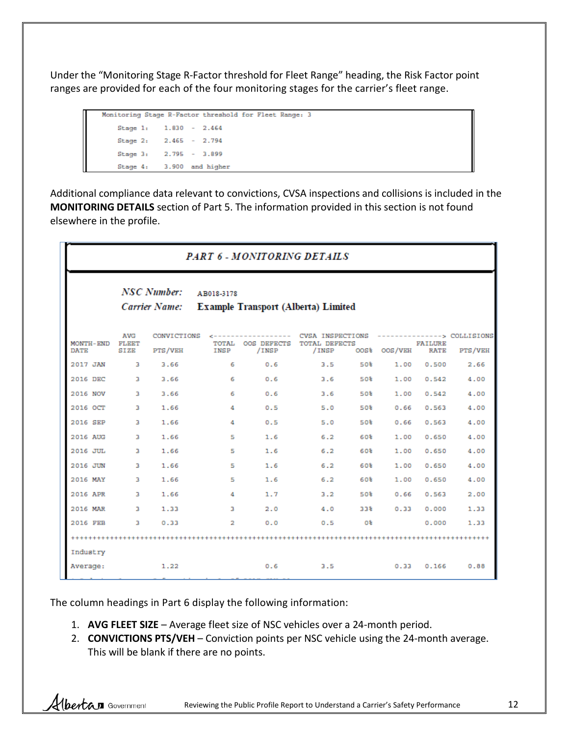Under the "Monitoring Stage R-Factor threshold for Fleet Range" heading, the Risk Factor point ranges are provided for each of the four monitoring stages for the carrier's fleet range.

```
Monitoring Stage R-Factor threshold for Fleet Range: 3
    Stage 1:    1.830  -  2.464
    Stage 2:    2.465  -  2.794
    Stage 3:    2.795  -  3.899
    Stage 4:    3.900  and higher
```

Additional compliance data relevant to convictions, CVSA inspections and collisions is included in the **MONITORING DETAILS** section of Part 5. The information provided in this section is not found elsewhere in the profile.

***PART 6 - MONITORING DETAILS***

***NSC Number:*** AB018-3178

***Carrier Name:*** **Example Transport (Alberta) Limited**

| MONTH-END DATE | AVG FLEET SIZE | CONVICTIONS PTS/VEH | CVSA INSPECTIONS TOTAL INSP | OOS DEFECTS /INSP | TOTAL DEFECTS /INSP | OOS% | OOS/VEH | FAILURE RATE | COLLISIONS PTS/VEH |
|---|---|---|---|---|---|---|---|---|---|
| 2017 JAN | 3 | 3.66 | 6 | 0.6 | 3.5 | 50% | 1.00 | 0.500 | 2.66 |
| 2016 DEC | 3 | 3.66 | 6 | 0.6 | 3.6 | 50% | 1.00 | 0.542 | 4.00 |
| 2016 NOV | 3 | 3.66 | 6 | 0.6 | 3.6 | 50% | 1.00 | 0.542 | 4.00 |
| 2016 OCT | 3 | 1.66 | 4 | 0.5 | 5.0 | 50% | 0.66 | 0.563 | 4.00 |
| 2016 SEP | 3 | 1.66 | 4 | 0.5 | 5.0 | 50% | 0.66 | 0.563 | 4.00 |
| 2016 AUG | 3 | 1.66 | 5 | 1.6 | 6.2 | 60% | 1.00 | 0.650 | 4.00 |
| 2016 JUL | 3 | 1.66 | 5 | 1.6 | 6.2 | 60% | 1.00 | 0.650 | 4.00 |
| 2016 JUN | 3 | 1.66 | 5 | 1.6 | 6.2 | 60% | 1.00 | 0.650 | 4.00 |
| 2016 MAY | 3 | 1.66 | 5 | 1.6 | 6.2 | 60% | 1.00 | 0.650 | 4.00 |
| 2016 APR | 3 | 1.66 | 4 | 1.7 | 3.2 | 50% | 0.66 | 0.563 | 2.00 |
| 2016 MAR | 3 | 1.33 | 3 | 2.0 | 4.0 | 33% | 0.33 | 0.000 | 1.33 |
| 2016 FEB | 3 | 0.33 | 2 | 0.0 | 0.5 | 0% | | 0.000 | 1.33 |
| Industry Average: | | 1.22 | | 0.6 | 3.5 | | 0.33 | 0.166 | 0.88 |

The column headings in Part 6 display the following information:

1. **AVG FLEET SIZE** – Average fleet size of NSC vehicles over a 24-month period.
2. **CONVICTIONS PTS/VEH** – Conviction points per NSC vehicle using the 24-month average. This will be blank if there are no points.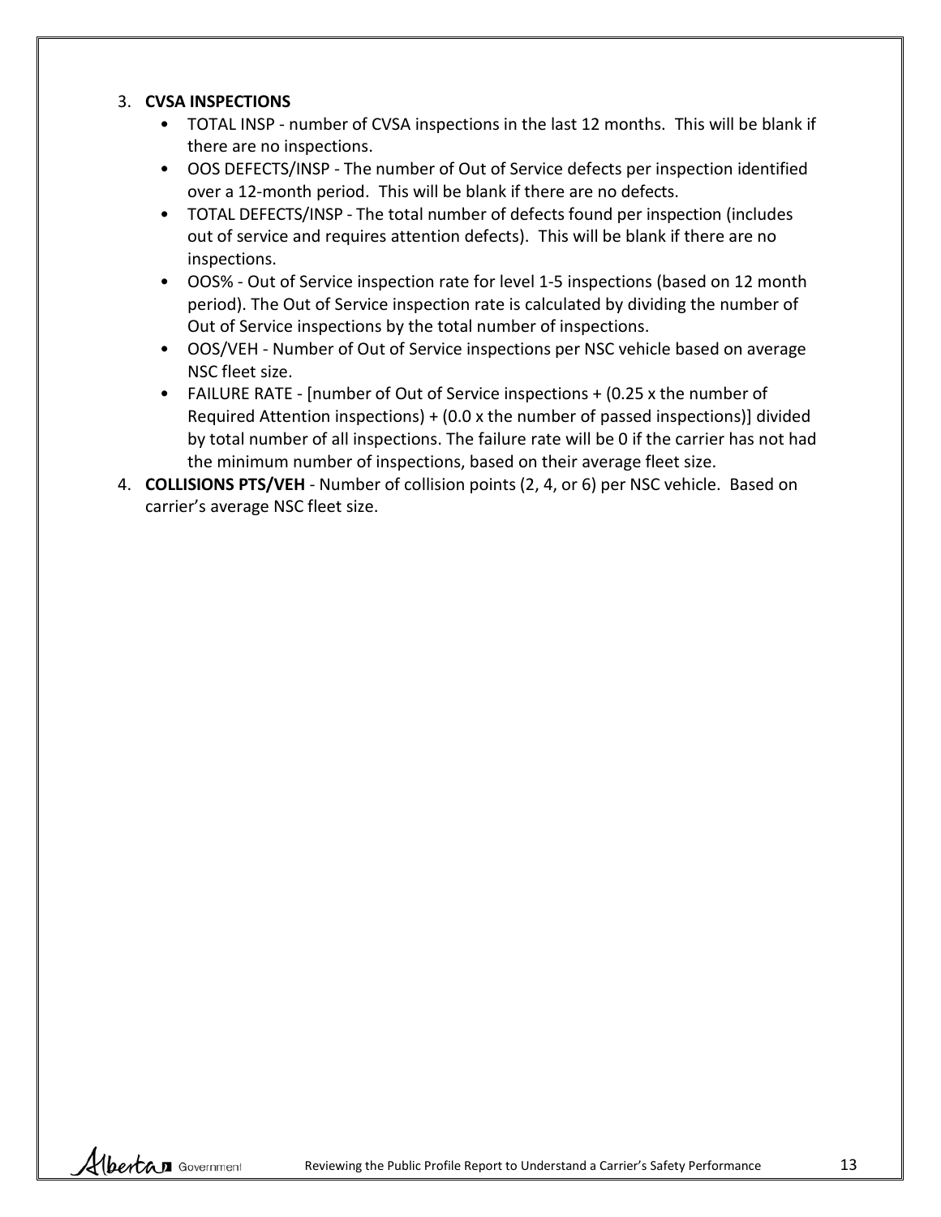3. **CVSA INSPECTIONS**
    - TOTAL INSP - number of CVSA inspections in the last 12 months. This will be blank if there are no inspections.
    - OOS DEFECTS/INSP - The number of Out of Service defects per inspection identified over a 12-month period. This will be blank if there are no defects.
    - TOTAL DEFECTS/INSP - The total number of defects found per inspection (includes out of service and requires attention defects). This will be blank if there are no inspections.
    - OOS% - Out of Service inspection rate for level 1-5 inspections (based on 12 month period). The Out of Service inspection rate is calculated by dividing the number of Out of Service inspections by the total number of inspections.
    - OOS/VEH - Number of Out of Service inspections per NSC vehicle based on average NSC fleet size.
    - FAILURE RATE - [number of Out of Service inspections + (0.25 x the number of Required Attention inspections) + (0.0 x the number of passed inspections)] divided by total number of all inspections. The failure rate will be 0 if the carrier has not had the minimum number of inspections, based on their average fleet size.
4. **COLLISIONS PTS/VEH** - Number of collision points (2, 4, or 6) per NSC vehicle. Based on carrier's average NSC fleet size.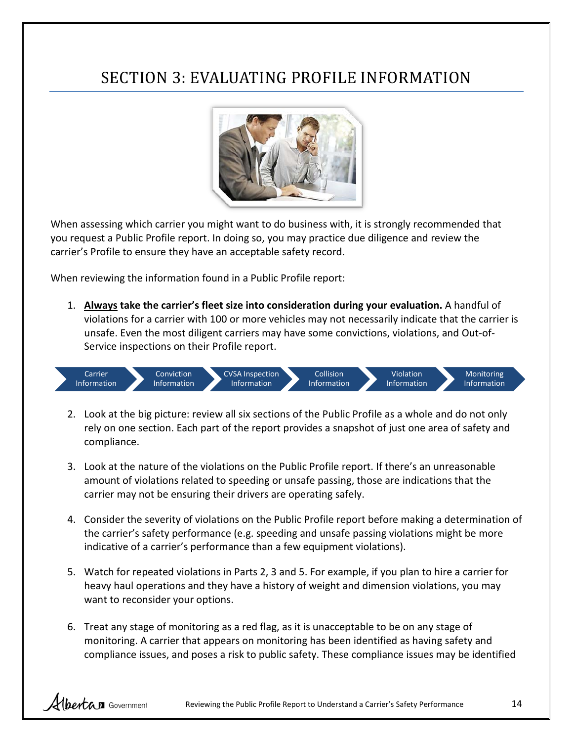# SECTION 3: EVALUATING PROFILE INFORMATION

When assessing which carrier you might want to do business with, it is strongly recommended that you request a Public Profile report. In doing so, you may practice due diligence and review the carrier's Profile to ensure they have an acceptable safety record.

When reviewing the information found in a Public Profile report:

1. **Always take the carrier's fleet size into consideration during your evaluation.** A handful of violations for a carrier with 100 or more vehicles may not necessarily indicate that the carrier is unsafe. Even the most diligent carriers may have some convictions, violations, and Out-of-Service inspections on their Profile report.

Carrier Information → Conviction Information → CVSA Inspection Information → Collision Information → Violation Information → Monitoring Information

2. Look at the big picture: review all six sections of the Public Profile as a whole and do not only rely on one section. Each part of the report provides a snapshot of just one area of safety and compliance.

3. Look at the nature of the violations on the Public Profile report. If there's an unreasonable amount of violations related to speeding or unsafe passing, those are indications that the carrier may not be ensuring their drivers are operating safely.

4. Consider the severity of violations on the Public Profile report before making a determination of the carrier's safety performance (e.g. speeding and unsafe passing violations might be more indicative of a carrier's performance than a few equipment violations).

5. Watch for repeated violations in Parts 2, 3 and 5. For example, if you plan to hire a carrier for heavy haul operations and they have a history of weight and dimension violations, you may want to reconsider your options.

6. Treat any stage of monitoring as a red flag, as it is unacceptable to be on any stage of monitoring. A carrier that appears on monitoring has been identified as having safety and compliance issues, and poses a risk to public safety. These compliance issues may be identified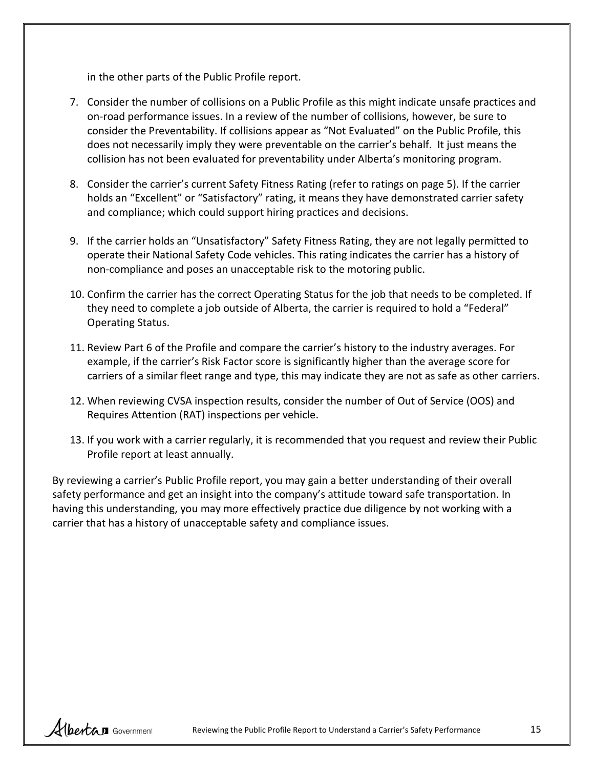in the other parts of the Public Profile report.

7. Consider the number of collisions on a Public Profile as this might indicate unsafe practices and on-road performance issues. In a review of the number of collisions, however, be sure to consider the Preventability. If collisions appear as "Not Evaluated" on the Public Profile, this does not necessarily imply they were preventable on the carrier's behalf. It just means the collision has not been evaluated for preventability under Alberta's monitoring program.

8. Consider the carrier's current Safety Fitness Rating (refer to ratings on page 5). If the carrier holds an "Excellent" or "Satisfactory" rating, it means they have demonstrated carrier safety and compliance; which could support hiring practices and decisions.

9. If the carrier holds an "Unsatisfactory" Safety Fitness Rating, they are not legally permitted to operate their National Safety Code vehicles. This rating indicates the carrier has a history of non-compliance and poses an unacceptable risk to the motoring public.

10. Confirm the carrier has the correct Operating Status for the job that needs to be completed. If they need to complete a job outside of Alberta, the carrier is required to hold a "Federal" Operating Status.

11. Review Part 6 of the Profile and compare the carrier's history to the industry averages. For example, if the carrier's Risk Factor score is significantly higher than the average score for carriers of a similar fleet range and type, this may indicate they are not as safe as other carriers.

12. When reviewing CVSA inspection results, consider the number of Out of Service (OOS) and Requires Attention (RAT) inspections per vehicle.

13. If you work with a carrier regularly, it is recommended that you request and review their Public Profile report at least annually.

By reviewing a carrier's Public Profile report, you may gain a better understanding of their overall safety performance and get an insight into the company's attitude toward safe transportation. In having this understanding, you may more effectively practice due diligence by not working with a carrier that has a history of unacceptable safety and compliance issues.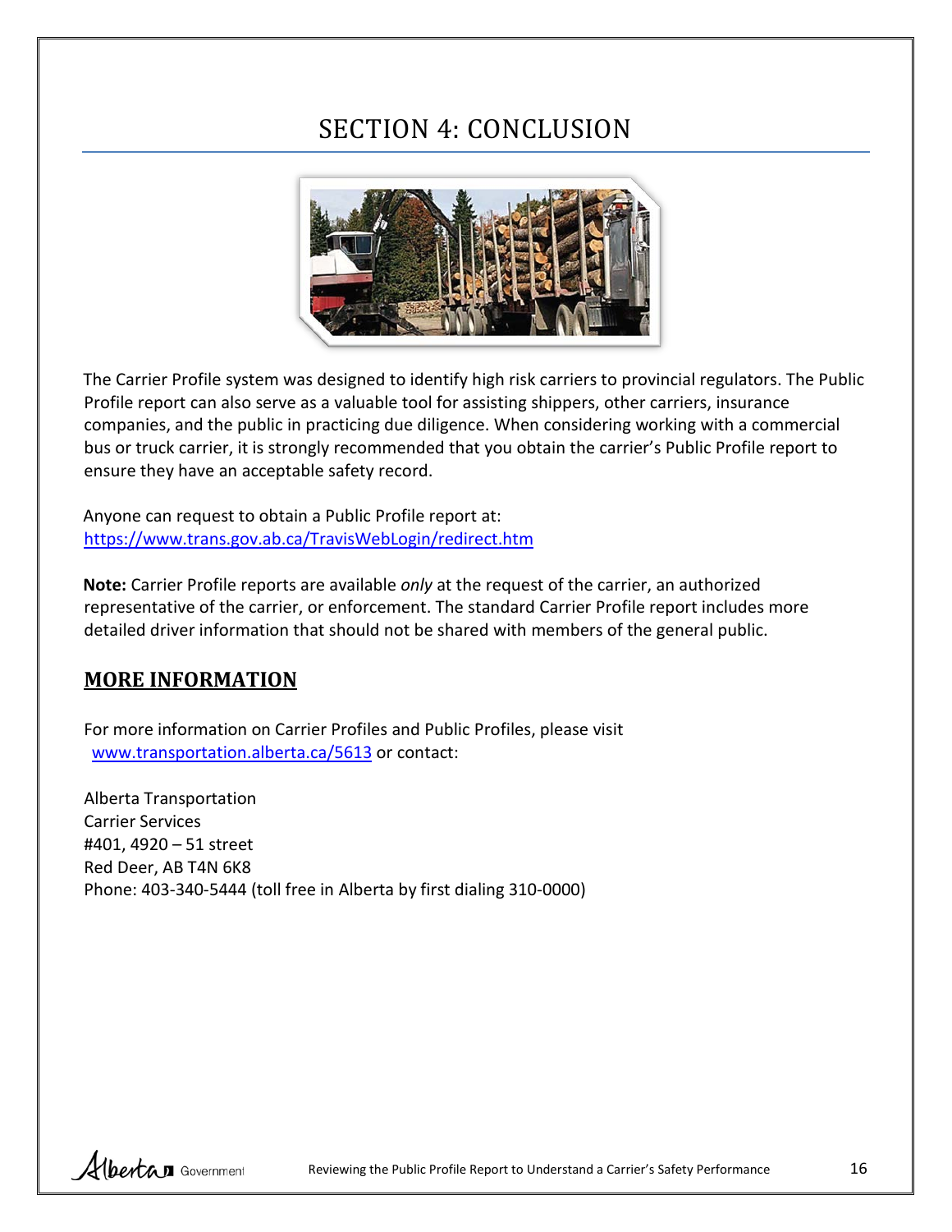# SECTION 4: CONCLUSION

The Carrier Profile system was designed to identify high risk carriers to provincial regulators. The Public Profile report can also serve as a valuable tool for assisting shippers, other carriers, insurance companies, and the public in practicing due diligence. When considering working with a commercial bus or truck carrier, it is strongly recommended that you obtain the carrier's Public Profile report to ensure they have an acceptable safety record.

Anyone can request to obtain a Public Profile report at:
https://www.trans.gov.ab.ca/TravisWebLogin/redirect.htm

**Note:** Carrier Profile reports are available *only* at the request of the carrier, an authorized representative of the carrier, or enforcement. The standard Carrier Profile report includes more detailed driver information that should not be shared with members of the general public.

## MORE INFORMATION

For more information on Carrier Profiles and Public Profiles, please visit www.transportation.alberta.ca/5613 or contact:

Alberta Transportation
Carrier Services
#401, 4920 – 51 street
Red Deer, AB T4N 6K8
Phone: 403-340-5444 (toll free in Alberta by first dialing 310-0000)